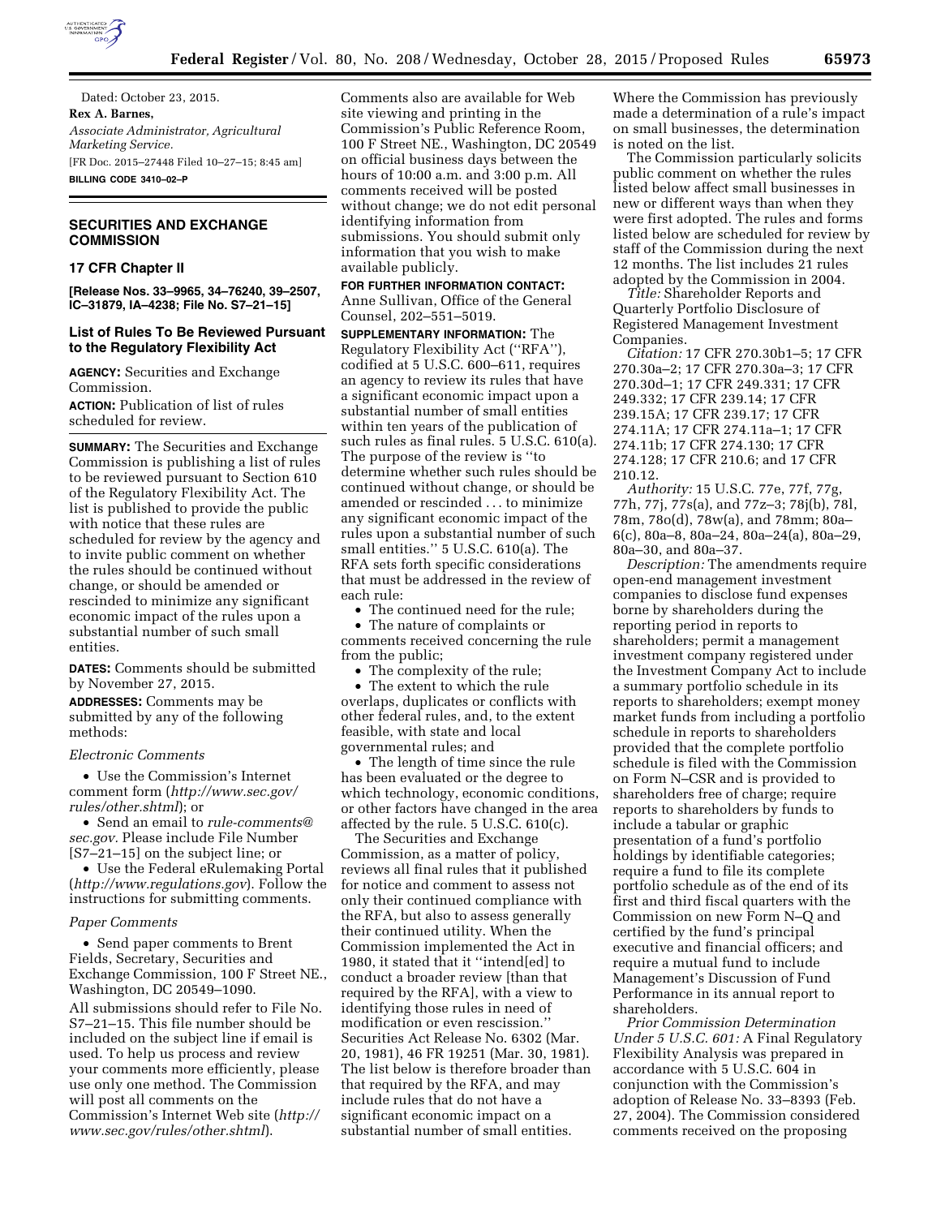Dated: October 23, 2015.

**Rex A. Barnes,**

*Associate Administrator, Agricultural Marketing Service.*

[FR Doc. 2015–27448 Filed 10–27–15; 8:45 am]

**BILLING CODE 3410–02–P**

## SECURITIES AND EXCHANGE COMMISSION

### 17 CFR Chapter II

**[Release Nos. 33–9965, 34–76240, 39–2507, IC–31879, IA–4238; File No. S7–21–15]**

### List of Rules To Be Reviewed Pursuant to the Regulatory Flexibility Act

**AGENCY:** Securities and Exchange Commission.

**ACTION:** Publication of list of rules scheduled for review.

**SUMMARY:** The Securities and Exchange Commission is publishing a list of rules to be reviewed pursuant to Section 610 of the Regulatory Flexibility Act. The list is published to provide the public with notice that these rules are scheduled for review by the agency and to invite public comment on whether the rules should be continued without change, or should be amended or rescinded to minimize any significant economic impact of the rules upon a substantial number of such small entities.

**DATES:** Comments should be submitted by November 27, 2015.

**ADDRESSES:** Comments may be submitted by any of the following methods:

*Electronic Comments*

- Use the Commission's Internet comment form (*http://www.sec.gov/rules/other.shtml*); or
- Send an email to *rule-comments@sec.gov.* Please include File Number [S7–21–15] on the subject line; or
- Use the Federal eRulemaking Portal (*http://www.regulations.gov*). Follow the instructions for submitting comments.

*Paper Comments*

- Send paper comments to Brent Fields, Secretary, Securities and Exchange Commission, 100 F Street NE., Washington, DC 20549–1090.

All submissions should refer to File No. S7–21–15. This file number should be included on the subject line if email is used. To help us process and review your comments more efficiently, please use only one method. The Commission will post all comments on the Commission's Internet Web site (*http://www.sec.gov/rules/other.shtml*). Comments also are available for Web site viewing and printing in the Commission's Public Reference Room, 100 F Street NE., Washington, DC 20549 on official business days between the hours of 10:00 a.m. and 3:00 p.m. All comments received will be posted without change; we do not edit personal identifying information from submissions. You should submit only information that you wish to make available publicly.

**FOR FURTHER INFORMATION CONTACT:** Anne Sullivan, Office of the General Counsel, 202–551–5019.

**SUPPLEMENTARY INFORMATION:** The Regulatory Flexibility Act ("RFA"), codified at 5 U.S.C. 600–611, requires an agency to review its rules that have a significant economic impact upon a substantial number of small entities within ten years of the publication of such rules as final rules. 5 U.S.C. 610(a). The purpose of the review is "to determine whether such rules should be continued without change, or should be amended or rescinded . . . to minimize any significant economic impact of the rules upon a substantial number of such small entities." 5 U.S.C. 610(a). The RFA sets forth specific considerations that must be addressed in the review of each rule:

- The continued need for the rule;
- The nature of complaints or comments received concerning the rule from the public;
- The complexity of the rule;
- The extent to which the rule overlaps, duplicates or conflicts with other federal rules, and, to the extent feasible, with state and local governmental rules; and
- The length of time since the rule has been evaluated or the degree to which technology, economic conditions, or other factors have changed in the area affected by the rule. 5 U.S.C. 610(c).

The Securities and Exchange Commission, as a matter of policy, reviews all final rules that it published for notice and comment to assess not only their continued compliance with the RFA, but also to assess generally their continued utility. When the Commission implemented the Act in 1980, it stated that it "intend[ed] to conduct a broader review [than that required by the RFA], with a view to identifying those rules in need of modification or even rescission." Securities Act Release No. 6302 (Mar. 20, 1981), 46 FR 19251 (Mar. 30, 1981). The list below is therefore broader than that required by the RFA, and may include rules that do not have a significant economic impact on a substantial number of small entities. Where the Commission has previously made a determination of a rule's impact on small businesses, the determination is noted on the list.

The Commission particularly solicits public comment on whether the rules listed below affect small businesses in new or different ways than when they were first adopted. The rules and forms listed below are scheduled for review by staff of the Commission during the next 12 months. The list includes 21 rules adopted by the Commission in 2004.

*Title:* Shareholder Reports and Quarterly Portfolio Disclosure of Registered Management Investment Companies.

*Citation:* 17 CFR 270.30b1–5; 17 CFR 270.30a–2; 17 CFR 270.30a–3; 17 CFR 270.30d–1; 17 CFR 249.331; 17 CFR 249.332; 17 CFR 239.14; 17 CFR 239.15A; 17 CFR 239.17; 17 CFR 274.11A; 17 CFR 274.11a–1; 17 CFR 274.11b; 17 CFR 274.130; 17 CFR 274.128; 17 CFR 210.6; and 17 CFR 210.12.

*Authority:* 15 U.S.C. 77e, 77f, 77g, 77h, 77j, 77s(a), and 77z–3; 78j(b), 78l, 78m, 78o(d), 78w(a), and 78mm; 80a–6(c), 80a–8, 80a–24, 80a–24(a), 80a–29, 80a–30, and 80a–37.

*Description:* The amendments require open-end management investment companies to disclose fund expenses borne by shareholders during the reporting period in reports to shareholders; permit a management investment company registered under the Investment Company Act to include a summary portfolio schedule in its reports to shareholders; exempt money market funds from including a portfolio schedule in reports to shareholders provided that the complete portfolio schedule is filed with the Commission on Form N–CSR and is provided to shareholders free of charge; require reports to shareholders by funds to include a tabular or graphic presentation of a fund's portfolio holdings by identifiable categories; require a fund to file its complete portfolio schedule as of the end of its first and third fiscal quarters with the Commission on new Form N–Q and certified by the fund's principal executive and financial officers; and require a mutual fund to include Management's Discussion of Fund Performance in its annual report to shareholders.

*Prior Commission Determination Under 5 U.S.C. 601:* A Final Regulatory Flexibility Analysis was prepared in accordance with 5 U.S.C. 604 in conjunction with the Commission's adoption of Release No. 33–8393 (Feb. 27, 2004). The Commission considered comments received on the proposing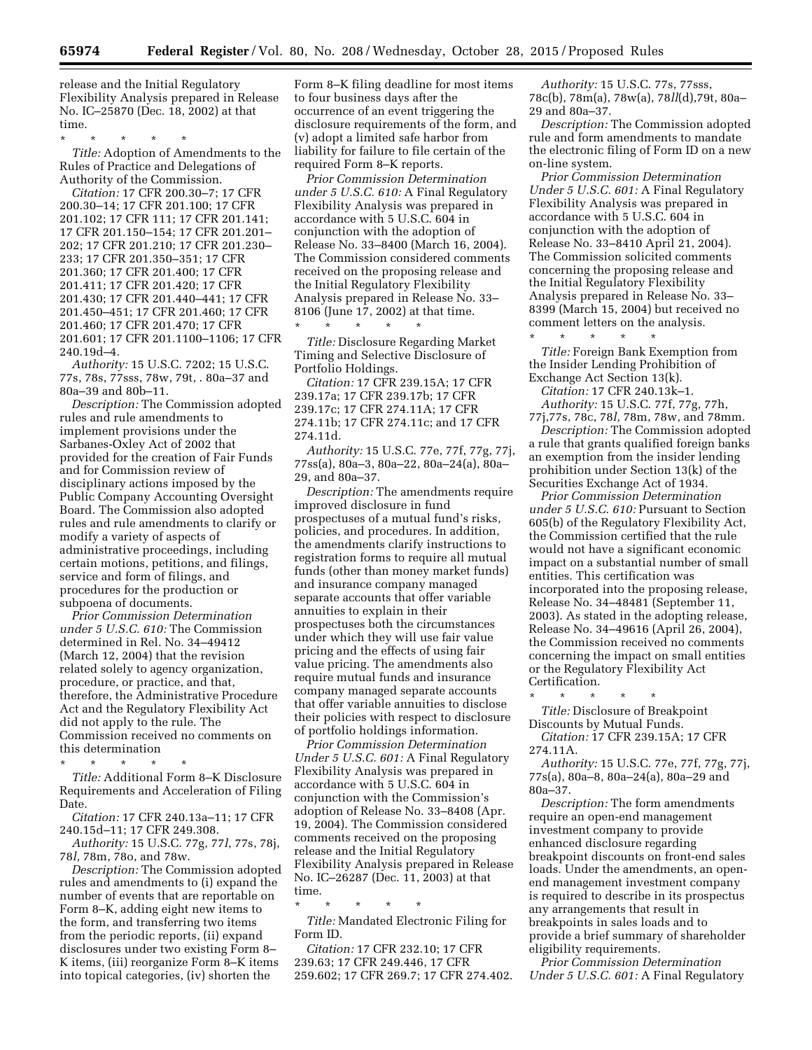release and the Initial Regulatory Flexibility Analysis prepared in Release No. IC–25870 (Dec. 18, 2002) at that time.

\* \* \* \* \*

*Title:* Adoption of Amendments to the Rules of Practice and Delegations of Authority of the Commission.

*Citation:* 17 CFR 200.30–7; 17 CFR 200.30–14; 17 CFR 201.100; 17 CFR 201.102; 17 CFR 111; 17 CFR 201.141; 17 CFR 201.150–154; 17 CFR 201.201–202; 17 CFR 201.210; 17 CFR 201.230–233; 17 CFR 201.350–351; 17 CFR 201.360; 17 CFR 201.400; 17 CFR 201.411; 17 CFR 201.420; 17 CFR 201.430; 17 CFR 201.440–441; 17 CFR 201.450–451; 17 CFR 201.460; 17 CFR 201.460; 17 CFR 201.470; 17 CFR 201.601; 17 CFR 201.1100–1106; 17 CFR 240.19d–4.

*Authority:* 15 U.S.C. 7202; 15 U.S.C. 77s, 78s, 77sss, 78w, 79t, . 80a–37 and 80a–39 and 80b–11.

*Description:* The Commission adopted rules and rule amendments to implement provisions under the Sarbanes-Oxley Act of 2002 that provided for the creation of Fair Funds and for Commission review of disciplinary actions imposed by the Public Company Accounting Oversight Board. The Commission also adopted rules and rule amendments to clarify or modify a variety of aspects of administrative proceedings, including certain motions, petitions, and filings, service and form of filings, and procedures for the production or subpoena of documents.

*Prior Commission Determination under 5 U.S.C. 610:* The Commission determined in Rel. No. 34–49412 (March 12, 2004) that the revision related solely to agency organization, procedure, or practice, and that, therefore, the Administrative Procedure Act and the Regulatory Flexibility Act did not apply to the rule. The Commission received no comments on this determination

\* \* \* \* \*

*Title:* Additional Form 8–K Disclosure Requirements and Acceleration of Filing Date.

*Citation:* 17 CFR 240.13a–11; 17 CFR 240.15d–11; 17 CFR 249.308.

*Authority:* 15 U.S.C. 77g, 77*l*, 77s, 78j, 78*l*, 78m, 78o, and 78w.

*Description:* The Commission adopted rules and amendments to (i) expand the number of events that are reportable on Form 8–K, adding eight new items to the form, and transferring two items from the periodic reports, (ii) expand disclosures under two existing Form 8–K items, (iii) reorganize Form 8–K items into topical categories, (iv) shorten the Form 8–K filing deadline for most items to four business days after the occurrence of an event triggering the disclosure requirements of the form, and (v) adopt a limited safe harbor from liability for failure to file certain of the required Form 8–K reports.

*Prior Commission Determination under 5 U.S.C. 610:* A Final Regulatory Flexibility Analysis was prepared in accordance with 5 U.S.C. 604 in conjunction with the adoption of Release No. 33–8400 (March 16, 2004). The Commission considered comments received on the proposing release and the Initial Regulatory Flexibility Analysis prepared in Release No. 33–8106 (June 17, 2002) at that time.

\* \* \* \* \*

*Title:* Disclosure Regarding Market Timing and Selective Disclosure of Portfolio Holdings.

*Citation:* 17 CFR 239.15A; 17 CFR 239.17a; 17 CFR 239.17b; 17 CFR 239.17c; 17 CFR 274.11A; 17 CFR 274.11b; 17 CFR 274.11c; and 17 CFR 274.11d.

*Authority:* 15 U.S.C. 77e, 77f, 77g, 77j, 77ss(a), 80a–3, 80a–22, 80a–24(a), 80a–29, and 80a–37.

*Description:* The amendments require improved disclosure in fund prospectuses of a mutual fund's risks, policies, and procedures. In addition, the amendments clarify instructions to registration forms to require all mutual funds (other than money market funds) and insurance company managed separate accounts that offer variable annuities to explain in their prospectuses both the circumstances under which they will use fair value pricing and the effects of using fair value pricing. The amendments also require mutual funds and insurance company managed separate accounts that offer variable annuities to disclose their policies with respect to disclosure of portfolio holdings information.

*Prior Commission Determination Under 5 U.S.C. 601:* A Final Regulatory Flexibility Analysis was prepared in accordance with 5 U.S.C. 604 in conjunction with the Commission's adoption of Release No. 33–8408 (Apr. 19, 2004). The Commission considered comments received on the proposing release and the Initial Regulatory Flexibility Analysis prepared in Release No. IC–26287 (Dec. 11, 2003) at that time.

\* \* \* \* \*

*Title:* Mandated Electronic Filing for Form ID.

*Citation:* 17 CFR 232.10; 17 CFR 239.63; 17 CFR 249.446, 17 CFR 259.602; 17 CFR 269.7; 17 CFR 274.402.

*Authority:* 15 U.S.C. 77s, 77sss, 78c(b), 78m(a), 78w(a), 78*ll*(d),79t, 80a–29 and 80a–37.

*Description:* The Commission adopted rule and form amendments to mandate the electronic filing of Form ID on a new on-line system.

*Prior Commission Determination Under 5 U.S.C. 601:* A Final Regulatory Flexibility Analysis was prepared in accordance with 5 U.S.C. 604 in conjunction with the adoption of Release No. 33–8410 April 21, 2004). The Commission solicited comments concerning the proposing release and the Initial Regulatory Flexibility Analysis prepared in Release No. 33–8399 (March 15, 2004) but received no comment letters on the analysis.

\* \* \* \* \*

*Title:* Foreign Bank Exemption from the Insider Lending Prohibition of Exchange Act Section 13(k).

*Citation:* 17 CFR 240.13k–1.

*Authority:* 15 U.S.C. 77f, 77g, 77h, 77j,77s, 78c, 78*l*, 78m, 78w, and 78mm.

*Description:* The Commission adopted a rule that grants qualified foreign banks an exemption from the insider lending prohibition under Section 13(k) of the Securities Exchange Act of 1934.

*Prior Commission Determination under 5 U.S.C. 610:* Pursuant to Section 605(b) of the Regulatory Flexibility Act, the Commission certified that the rule would not have a significant economic impact on a substantial number of small entities. This certification was incorporated into the proposing release, Release No. 34–48481 (September 11, 2003). As stated in the adopting release, Release No. 34–49616 (April 26, 2004), the Commission received no comments concerning the impact on small entities or the Regulatory Flexibility Act Certification.

\* \* \* \* \*

*Title:* Disclosure of Breakpoint Discounts by Mutual Funds.

*Citation:* 17 CFR 239.15A; 17 CFR 274.11A.

*Authority:* 15 U.S.C. 77e, 77f, 77g, 77j, 77s(a), 80a–8, 80a–24(a), 80a–29 and 80a–37.

*Description:* The form amendments require an open-end management investment company to provide enhanced disclosure regarding breakpoint discounts on front-end sales loads. Under the amendments, an open-end management investment company is required to describe in its prospectus any arrangements that result in breakpoints in sales loads and to provide a brief summary of shareholder eligibility requirements.

*Prior Commission Determination Under 5 U.S.C. 601:* A Final Regulatory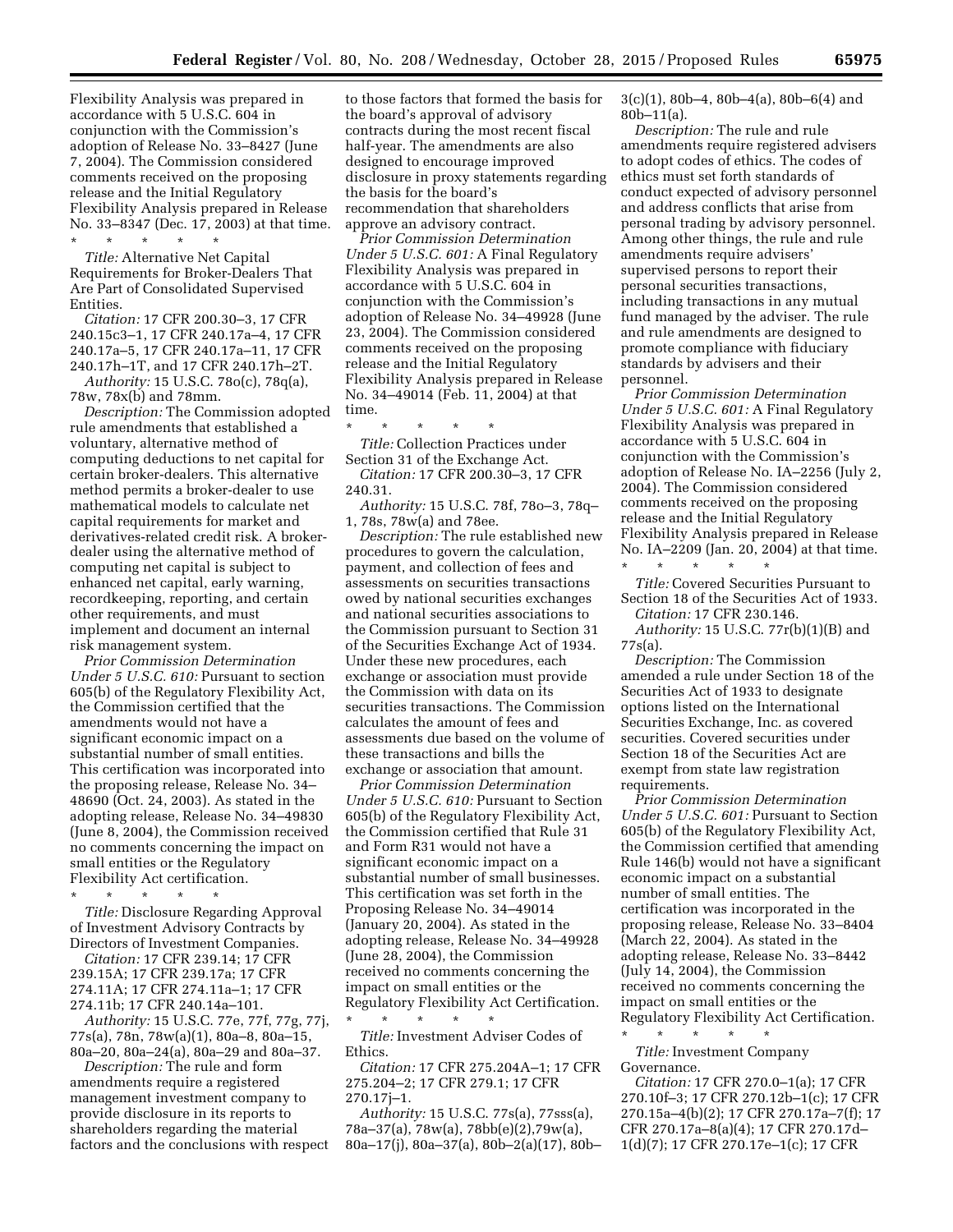Flexibility Analysis was prepared in accordance with 5 U.S.C. 604 in conjunction with the Commission's adoption of Release No. 33–8427 (June 7, 2004). The Commission considered comments received on the proposing release and the Initial Regulatory Flexibility Analysis prepared in Release No. 33–8347 (Dec. 17, 2003) at that time.

\* \* \* \* \*

*Title:* Alternative Net Capital Requirements for Broker-Dealers That Are Part of Consolidated Supervised Entities.

*Citation:* 17 CFR 200.30–3, 17 CFR 240.15c3–1, 17 CFR 240.17a–4, 17 CFR 240.17a–5, 17 CFR 240.17a–11, 17 CFR 240.17h–1T, and 17 CFR 240.17h–2T.

*Authority:* 15 U.S.C. 78o(c), 78q(a), 78w, 78x(b) and 78mm.

*Description:* The Commission adopted rule amendments that established a voluntary, alternative method of computing deductions to net capital for certain broker-dealers. This alternative method permits a broker-dealer to use mathematical models to calculate net capital requirements for market and derivatives-related credit risk. A broker-dealer using the alternative method of computing net capital is subject to enhanced net capital, early warning, recordkeeping, reporting, and certain other requirements, and must implement and document an internal risk management system.

*Prior Commission Determination Under 5 U.S.C. 610:* Pursuant to section 605(b) of the Regulatory Flexibility Act, the Commission certified that the amendments would not have a significant economic impact on a substantial number of small entities. This certification was incorporated into the proposing release, Release No. 34–48690 (Oct. 24, 2003). As stated in the adopting release, Release No. 34–49830 (June 8, 2004), the Commission received no comments concerning the impact on small entities or the Regulatory Flexibility Act certification.

\* \* \* \* \*

*Title:* Disclosure Regarding Approval of Investment Advisory Contracts by Directors of Investment Companies.

*Citation:* 17 CFR 239.14; 17 CFR 239.15A; 17 CFR 239.17a; 17 CFR 274.11A; 17 CFR 274.11a–1; 17 CFR 274.11b; 17 CFR 240.14a–101.

*Authority:* 15 U.S.C. 77e, 77f, 77g, 77j, 77s(a), 78n, 78w(a)(1), 80a–8, 80a–15, 80a–20, 80a–24(a), 80a–29 and 80a–37.

*Description:* The rule and form amendments require a registered management investment company to provide disclosure in its reports to shareholders regarding the material factors and the conclusions with respect to those factors that formed the basis for the board's approval of advisory contracts during the most recent fiscal half-year. The amendments are also designed to encourage improved disclosure in proxy statements regarding the basis for the board's recommendation that shareholders approve an advisory contract.

*Prior Commission Determination Under 5 U.S.C. 601:* A Final Regulatory Flexibility Analysis was prepared in accordance with 5 U.S.C. 604 in conjunction with the Commission's adoption of Release No. 34–49928 (June 23, 2004). The Commission considered comments received on the proposing release and the Initial Regulatory Flexibility Analysis prepared in Release No. 34–49014 (Feb. 11, 2004) at that time.

\* \* \* \* \*

*Title:* Collection Practices under Section 31 of the Exchange Act.

*Citation:* 17 CFR 200.30–3, 17 CFR 240.31.

*Authority:* 15 U.S.C. 78f, 78o–3, 78q–1, 78s, 78w(a) and 78ee.

*Description:* The rule established new procedures to govern the calculation, payment, and collection of fees and assessments on securities transactions owed by national securities exchanges and national securities associations to the Commission pursuant to Section 31 of the Securities Exchange Act of 1934. Under these new procedures, each exchange or association must provide the Commission with data on its securities transactions. The Commission calculates the amount of fees and assessments due based on the volume of these transactions and bills the exchange or association that amount.

*Prior Commission Determination Under 5 U.S.C. 610:* Pursuant to Section 605(b) of the Regulatory Flexibility Act, the Commission certified that Rule 31 and Form R31 would not have a significant economic impact on a substantial number of small businesses. This certification was set forth in the Proposing Release No. 34–49014 (January 20, 2004). As stated in the adopting release, Release No. 34–49928 (June 28, 2004), the Commission received no comments concerning the impact on small entities or the Regulatory Flexibility Act Certification.

\* \* \* \* \*

*Title:* Investment Adviser Codes of Ethics.

*Citation:* 17 CFR 275.204A–1; 17 CFR 275.204–2; 17 CFR 279.1; 17 CFR 270.17j–1.

*Authority:* 15 U.S.C. 77s(a), 77sss(a), 78a–37(a), 78w(a), 78bb(e)(2),79w(a), 80a–17(j), 80a–37(a), 80b–2(a)(17), 80b–3(c)(1), 80b–4, 80b–4(a), 80b–6(4) and 80b–11(a).

*Description:* The rule and rule amendments require registered advisers to adopt codes of ethics. The codes of ethics must set forth standards of conduct expected of advisory personnel and address conflicts that arise from personal trading by advisory personnel. Among other things, the rule and rule amendments require advisers' supervised persons to report their personal securities transactions, including transactions in any mutual fund managed by the adviser. The rule and rule amendments are designed to promote compliance with fiduciary standards by advisers and their personnel.

*Prior Commission Determination Under 5 U.S.C. 601:* A Final Regulatory Flexibility Analysis was prepared in accordance with 5 U.S.C. 604 in conjunction with the Commission's adoption of Release No. IA–2256 (July 2, 2004). The Commission considered comments received on the proposing release and the Initial Regulatory Flexibility Analysis prepared in Release No. IA–2209 (Jan. 20, 2004) at that time.

\* \* \* \* \*

*Title:* Covered Securities Pursuant to Section 18 of the Securities Act of 1933.

*Citation:* 17 CFR 230.146.

*Authority:* 15 U.S.C. 77r(b)(1)(B) and 77s(a).

*Description:* The Commission amended a rule under Section 18 of the Securities Act of 1933 to designate options listed on the International Securities Exchange, Inc. as covered securities. Covered securities under Section 18 of the Securities Act are exempt from state law registration requirements.

*Prior Commission Determination Under 5 U.S.C. 601:* Pursuant to Section 605(b) of the Regulatory Flexibility Act, the Commission certified that amending Rule 146(b) would not have a significant economic impact on a substantial number of small entities. The certification was incorporated in the proposing release, Release No. 33–8404 (March 22, 2004). As stated in the adopting release, Release No. 33–8442 (July 14, 2004), the Commission received no comments concerning the impact on small entities or the Regulatory Flexibility Act Certification.

\* \* \* \* \*

*Title:* Investment Company Governance.

*Citation:* 17 CFR 270.0–1(a); 17 CFR 270.10f–3; 17 CFR 270.12b–1(c); 17 CFR 270.15a–4(b)(2); 17 CFR 270.17a–7(f); 17 CFR 270.17a–8(a)(4); 17 CFR 270.17d–1(d)(7); 17 CFR 270.17e–1(c); 17 CFR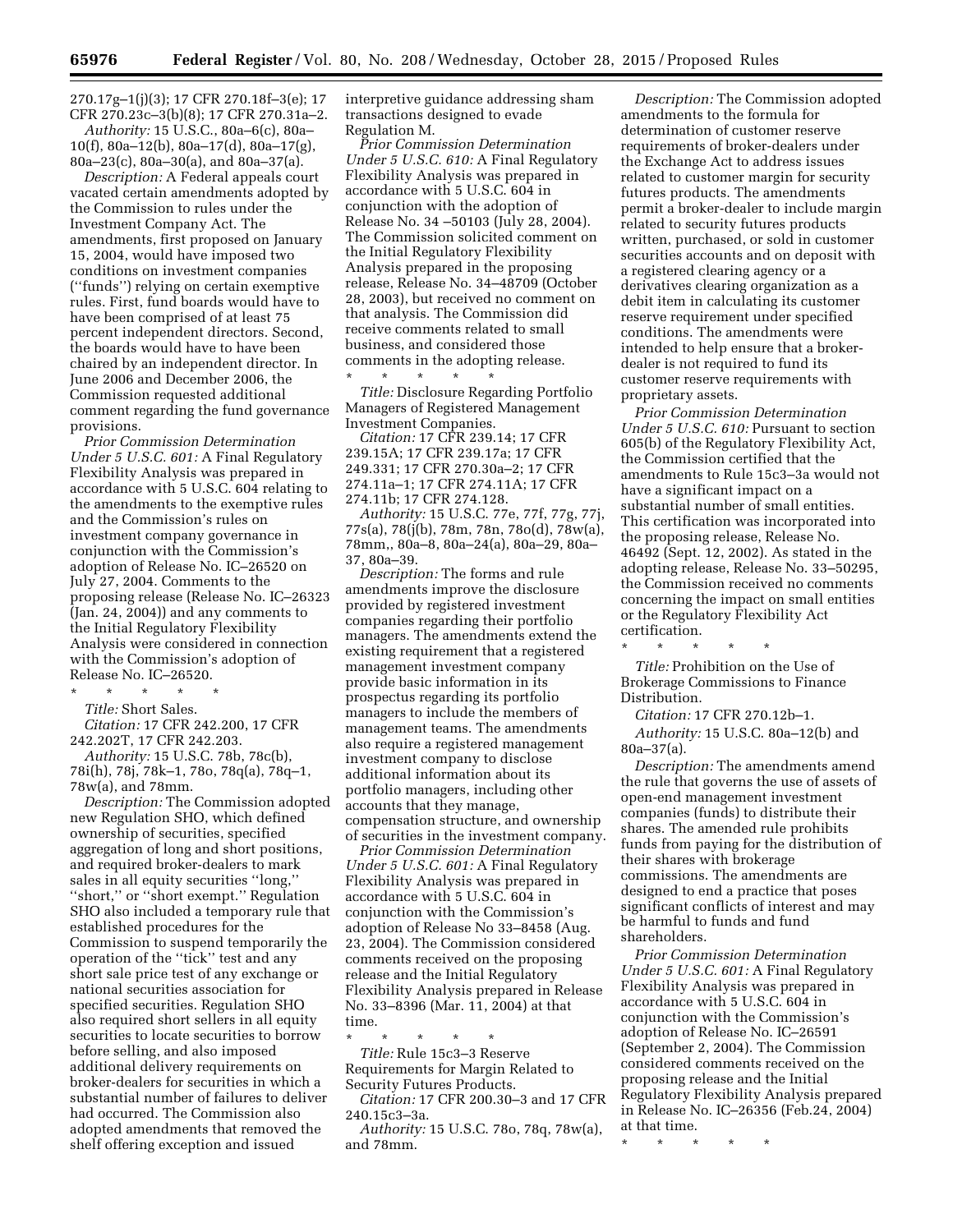270.17g–1(j)(3); 17 CFR 270.18f–3(e); 17 CFR 270.23c–3(b)(8); 17 CFR 270.31a–2.

*Authority:* 15 U.S.C., 80a–6(c), 80a–10(f), 80a–12(b), 80a–17(d), 80a–17(g), 80a–23(c), 80a–30(a), and 80a–37(a).

*Description:* A Federal appeals court vacated certain amendments adopted by the Commission to rules under the Investment Company Act. The amendments, first proposed on January 15, 2004, would have imposed two conditions on investment companies (''funds'') relying on certain exemptive rules. First, fund boards would have to have been comprised of at least 75 percent independent directors. Second, the boards would have to have been chaired by an independent director. In June 2006 and December 2006, the Commission requested additional comment regarding the fund governance provisions.

*Prior Commission Determination Under 5 U.S.C. 601:* A Final Regulatory Flexibility Analysis was prepared in accordance with 5 U.S.C. 604 relating to the amendments to the exemptive rules and the Commission's rules on investment company governance in conjunction with the Commission's adoption of Release No. IC–26520 on July 27, 2004. Comments to the proposing release (Release No. IC–26323 (Jan. 24, 2004)) and any comments to the Initial Regulatory Flexibility Analysis were considered in connection with the Commission's adoption of Release No. IC–26520.

\* \* \* \* \*

*Title:* Short Sales.

*Citation:* 17 CFR 242.200, 17 CFR 242.202T, 17 CFR 242.203.

*Authority:* 15 U.S.C. 78b, 78c(b), 78i(h), 78j, 78k–1, 78o, 78q(a), 78q–1, 78w(a), and 78mm.

*Description:* The Commission adopted new Regulation SHO, which defined ownership of securities, specified aggregation of long and short positions, and required broker-dealers to mark sales in all equity securities ''long,'' ''short,'' or ''short exempt.'' Regulation SHO also included a temporary rule that established procedures for the Commission to suspend temporarily the operation of the ''tick'' test and any short sale price test of any exchange or national securities association for specified securities. Regulation SHO also required short sellers in all equity securities to locate securities to borrow before selling, and also imposed additional delivery requirements on broker-dealers for securities in which a substantial number of failures to deliver had occurred. The Commission also adopted amendments that removed the shelf offering exception and issued interpretive guidance addressing sham transactions designed to evade Regulation M.

*Prior Commission Determination Under 5 U.S.C. 610:* A Final Regulatory Flexibility Analysis was prepared in accordance with 5 U.S.C. 604 in conjunction with the adoption of Release No. 34 –50103 (July 28, 2004). The Commission solicited comment on the Initial Regulatory Flexibility Analysis prepared in the proposing release, Release No. 34–48709 (October 28, 2003), but received no comment on that analysis. The Commission did receive comments related to small business, and considered those comments in the adopting release.

\* \* \* \* \*

*Title:* Disclosure Regarding Portfolio Managers of Registered Management Investment Companies.

*Citation:* 17 CFR 239.14; 17 CFR 239.15A; 17 CFR 239.17a; 17 CFR 249.331; 17 CFR 270.30a–2; 17 CFR 274.11a–1; 17 CFR 274.11A; 17 CFR 274.11b; 17 CFR 274.128.

*Authority:* 15 U.S.C. 77e, 77f, 77g, 77j, 77s(a), 78(j(b), 78m, 78n, 78o(d), 78w(a), 78mm,, 80a–8, 80a–24(a), 80a–29, 80a–37, 80a–39.

*Description:* The forms and rule amendments improve the disclosure provided by registered investment companies regarding their portfolio managers. The amendments extend the existing requirement that a registered management investment company provide basic information in its prospectus regarding its portfolio managers to include the members of management teams. The amendments also require a registered management investment company to disclose additional information about its portfolio managers, including other accounts that they manage, compensation structure, and ownership of securities in the investment company.

*Prior Commission Determination Under 5 U.S.C. 601:* A Final Regulatory Flexibility Analysis was prepared in accordance with 5 U.S.C. 604 in conjunction with the Commission's adoption of Release No 33–8458 (Aug. 23, 2004). The Commission considered comments received on the proposing release and the Initial Regulatory Flexibility Analysis prepared in Release No. 33–8396 (Mar. 11, 2004) at that time.

\* \* \* \* \*

*Title:* Rule 15c3–3 Reserve Requirements for Margin Related to Security Futures Products.

*Citation:* 17 CFR 200.30–3 and 17 CFR 240.15c3–3a.

*Authority:* 15 U.S.C. 78o, 78q, 78w(a), and 78mm.

*Description:* The Commission adopted amendments to the formula for determination of customer reserve requirements of broker-dealers under the Exchange Act to address issues related to customer margin for security futures products. The amendments permit a broker-dealer to include margin related to security futures products written, purchased, or sold in customer securities accounts and on deposit with a registered clearing agency or a derivatives clearing organization as a debit item in calculating its customer reserve requirement under specified conditions. The amendments were intended to help ensure that a broker-dealer is not required to fund its customer reserve requirements with proprietary assets.

*Prior Commission Determination Under 5 U.S.C. 610:* Pursuant to section 605(b) of the Regulatory Flexibility Act, the Commission certified that the amendments to Rule 15c3–3a would not have a significant impact on a substantial number of small entities. This certification was incorporated into the proposing release, Release No. 46492 (Sept. 12, 2002). As stated in the adopting release, Release No. 33–50295, the Commission received no comments concerning the impact on small entities or the Regulatory Flexibility Act certification.

\* \* \* \* \*

*Title:* Prohibition on the Use of Brokerage Commissions to Finance Distribution.

*Citation:* 17 CFR 270.12b–1.

*Authority:* 15 U.S.C. 80a–12(b) and 80a–37(a).

*Description:* The amendments amend the rule that governs the use of assets of open-end management investment companies (funds) to distribute their shares. The amended rule prohibits funds from paying for the distribution of their shares with brokerage commissions. The amendments are designed to end a practice that poses significant conflicts of interest and may be harmful to funds and fund shareholders.

*Prior Commission Determination Under 5 U.S.C. 601:* A Final Regulatory Flexibility Analysis was prepared in accordance with 5 U.S.C. 604 in conjunction with the Commission's adoption of Release No. IC–26591 (September 2, 2004). The Commission considered comments received on the proposing release and the Initial Regulatory Flexibility Analysis prepared in Release No. IC–26356 (Feb.24, 2004) at that time.

\* \* \* \* \*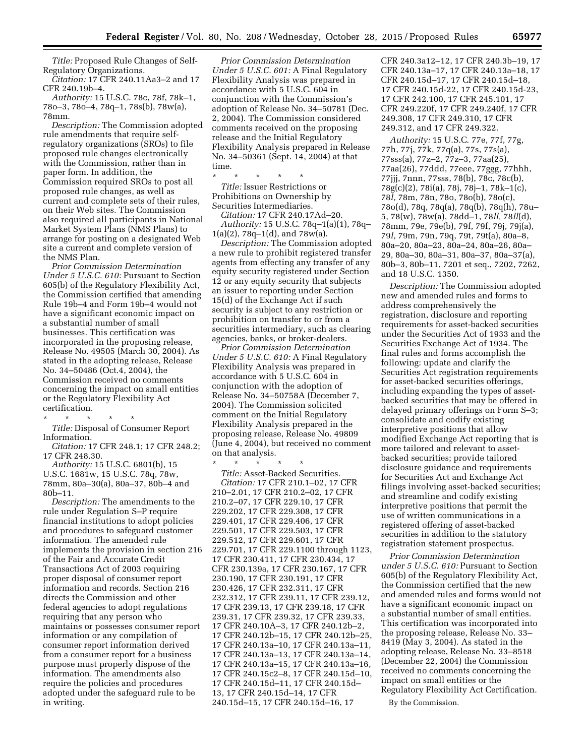*Title:* Proposed Rule Changes of Self-Regulatory Organizations.

*Citation:* 17 CFR 240.11Aa3–2 and 17 CFR 240.19b–4.

*Authority:* 15 U.S.C. 78c, 78f, 78k–1, 78o–3, 78o–4, 78q–1, 78s(b), 78w(a), 78mm.

*Description:* The Commission adopted rule amendments that require self-regulatory organizations (SROs) to file proposed rule changes electronically with the Commission, rather than in paper form. In addition, the Commission required SROs to post all proposed rule changes, as well as current and complete sets of their rules, on their Web sites. The Commission also required all participants in National Market System Plans (NMS Plans) to arrange for posting on a designated Web site a current and complete version of the NMS Plan.

*Prior Commission Determination Under 5 U.S.C. 610:* Pursuant to Section 605(b) of the Regulatory Flexibility Act, the Commission certified that amending Rule 19b–4 and Form 19b–4 would not have a significant economic impact on a substantial number of small businesses. This certification was incorporated in the proposing release, Release No. 49505 (March 30, 2004). As stated in the adopting release, Release No. 34–50486 (Oct.4, 2004), the Commission received no comments concerning the impact on small entities or the Regulatory Flexibility Act certification.

\* \* \* \* \*

*Title:* Disposal of Consumer Report Information.

*Citation:* 17 CFR 248.1; 17 CFR 248.2; 17 CFR 248.30.

*Authority:* 15 U.S.C. 6801(b), 15 U.S.C. 1681w, 15 U.S.C. 78q, 78w, 78mm, 80a–30(a), 80a–37, 80b–4 and 80b–11.

*Description:* The amendments to the rule under Regulation S–P require financial institutions to adopt policies and procedures to safeguard customer information. The amended rule implements the provision in section 216 of the Fair and Accurate Credit Transactions Act of 2003 requiring proper disposal of consumer report information and records. Section 216 directs the Commission and other federal agencies to adopt regulations requiring that any person who maintains or possesses consumer report information or any compilation of consumer report information derived from a consumer report for a business purpose must properly dispose of the information. The amendments also require the policies and procedures adopted under the safeguard rule to be in writing.

*Prior Commission Determination Under 5 U.S.C. 601:* A Final Regulatory Flexibility Analysis was prepared in accordance with 5 U.S.C. 604 in conjunction with the Commission's adoption of Release No. 34–50781 (Dec. 2, 2004). The Commission considered comments received on the proposing release and the Initial Regulatory Flexibility Analysis prepared in Release No. 34–50361 (Sept. 14, 2004) at that time.

\* \* \* \* \*

*Title:* Issuer Restrictions or Prohibitions on Ownership by Securities Intermediaries.

*Citation:* 17 CFR 240.17Ad–20.

*Authority:* 15 U.S.C. 78q–1(a)(1), 78q–1(a)(2), 78q–1(d), and 78w(a).

*Description:* The Commission adopted a new rule to prohibit registered transfer agents from effecting any transfer of any equity security registered under Section 12 or any equity security that subjects an issuer to reporting under Section 15(d) of the Exchange Act if such security is subject to any restriction or prohibition on transfer to or from a securities intermediary, such as clearing agencies, banks, or broker-dealers.

*Prior Commission Determination Under 5 U.S.C. 610:* A Final Regulatory Flexibility Analysis was prepared in accordance with 5 U.S.C. 604 in conjunction with the adoption of Release No. 34–50758A (December 7, 2004). The Commission solicited comment on the Initial Regulatory Flexibility Analysis prepared in the proposing release, Release No. 49809 (June 4, 2004), but received no comment on that analysis.

\* \* \* \* \*

*Title:* Asset-Backed Securities.

*Citation:* 17 CFR 210.1–02, 17 CFR 210–2.01, 17 CFR 210.2–02, 17 CFR 210.2–07, 17 CFR 229.10, 17 CFR 229.202, 17 CFR 229.308, 17 CFR 229.401, 17 CFR 229.406, 17 CFR 229.501, 17 CFR 229.503, 17 CFR 229.512, 17 CFR 229.601, 17 CFR 229.701, 17 CFR 229.1100 through 1123, 17 CFR 230.411, 17 CFR 230.434, 17 CFR 230.139a, 17 CFR 230.167, 17 CFR 230.190, 17 CFR 230.191, 17 CFR 230.426, 17 CFR 232.311, 17 CFR 232.312, 17 CFR 239.11, 17 CFR 239.12, 17 CFR 239.13, 17 CFR 239.18, 17 CFR 239.31, 17 CFR 239.32, 17 CFR 239.33, 17 CFR 240.10A–3, 17 CFR 240.12b–2, 17 CFR 240.12b–15, 17 CFR 240.12b–25, 17 CFR 240.13a–10, 17 CFR 240.13a–11, 17 CFR 240.13a–13, 17 CFR 240.13a–14, 17 CFR 240.13a–15, 17 CFR 240.13a–16, 17 CFR 240.15c2–8, 17 CFR 240.15d–10, 17 CFR 240.15d–11, 17 CFR 240.15d–13, 17 CFR 240.15d–14, 17 CFR 240.15d–15, 17 CFR 240.15d–16, 17 CFR 240.3a12–12, 17 CFR 240.3b–19, 17 CFR 240.13a–17, 17 CFR 240.13a–18, 17 CFR 240.15d–17, 17 CFR 240.15d–18, 17 CFR 240.15d-22, 17 CFR 240.15d-23, 17 CFR 242.100, 17 CFR 245.101, 17 CFR 249.220f, 17 CFR 249.240f, 17 CFR 249.308, 17 CFR 249.310, 17 CFR 249.312, and 17 CFR 249.322.

*Authority:* 15 U.S.C. 77e, 77f, 77g, 77h, 77j, 77k, 77q(a), 77s, 77s(a), 77sss(a), 77z–2, 77z–3, 77aa(25), 77aa(26), 77ddd, 77eee, 77ggg, 77hhh, 77jjj, 7nnn, 77sss, 78(b), 78c, 78c(b), 78g(c)(2), 78i(a), 78j, 78j–1, 78k–1(c), 78*l*, 78m, 78n, 78o, 78o(b), 78o(c), 78o(d), 78q, 78q(a), 78q(b), 78q(h), 78u–5, 78(w), 78w(a), 78dd–1, 78*ll*, 78*ll*(d), 78mm, 79e, 79e(b), 79f, 79f, 79j, 79j(a), 79*l*, 79m, 79n, 79q, 79t, 79t(a), 80a–8, 80a–20, 80a–23, 80a–24, 80a–26, 80a–29, 80a–30, 80a–31, 80a–37, 80a–37(a), 80b–3, 80b–11, 7201 et seq., 7202, 7262, and 18 U.S.C. 1350.

*Description:* The Commission adopted new and amended rules and forms to address comprehensively the registration, disclosure and reporting requirements for asset-backed securities under the Securities Act of 1933 and the Securities Exchange Act of 1934. The final rules and forms accomplish the following: update and clarify the Securities Act registration requirements for asset-backed securities offerings, including expanding the types of asset-backed securities that may be offered in delayed primary offerings on Form S–3; consolidate and codify existing interpretive positions that allow modified Exchange Act reporting that is more tailored and relevant to asset-backed securities; provide tailored disclosure guidance and requirements for Securities Act and Exchange Act filings involving asset-backed securities; and streamline and codify existing interpretive positions that permit the use of written communications in a registered offering of asset-backed securities in addition to the statutory registration statement prospectus.

*Prior Commission Determination under 5 U.S.C. 610:* Pursuant to Section 605(b) of the Regulatory Flexibility Act, the Commission certified that the new and amended rules and forms would not have a significant economic impact on a substantial number of small entities. This certification was incorporated into the proposing release, Release No. 33–8419 (May 3, 2004). As stated in the adopting release, Release No. 33–8518 (December 22, 2004) the Commission received no comments concerning the impact on small entities or the Regulatory Flexibility Act Certification.

By the Commission.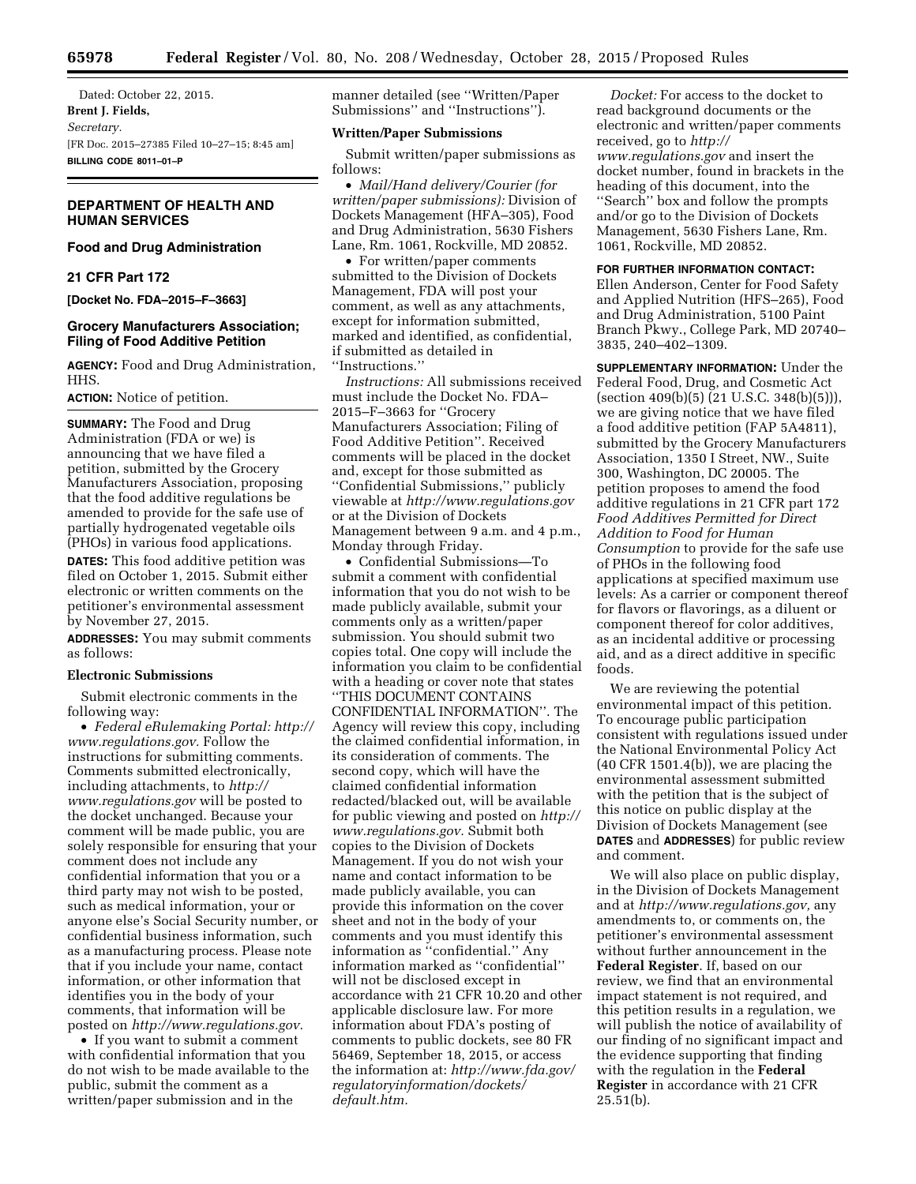Dated: October 22, 2015.

**Brent J. Fields,**

*Secretary.*

[FR Doc. 2015–27385 Filed 10–27–15; 8:45 am]

**BILLING CODE 8011–01–P**

## DEPARTMENT OF HEALTH AND HUMAN SERVICES

### Food and Drug Administration

### 21 CFR Part 172

**[Docket No. FDA–2015–F–3663]**

### Grocery Manufacturers Association; Filing of Food Additive Petition

**AGENCY:** Food and Drug Administration, HHS.

**ACTION:** Notice of petition.

**SUMMARY:** The Food and Drug Administration (FDA or we) is announcing that we have filed a petition, submitted by the Grocery Manufacturers Association, proposing that the food additive regulations be amended to provide for the safe use of partially hydrogenated vegetable oils (PHOs) in various food applications.

**DATES:** This food additive petition was filed on October 1, 2015. Submit either electronic or written comments on the petitioner's environmental assessment by November 27, 2015.

**ADDRESSES:** You may submit comments as follows:

#### Electronic Submissions

Submit electronic comments in the following way:

- *Federal eRulemaking Portal: http://www.regulations.gov.* Follow the instructions for submitting comments. Comments submitted electronically, including attachments, to *http://www.regulations.gov* will be posted to the docket unchanged. Because your comment will be made public, you are solely responsible for ensuring that your comment does not include any confidential information that you or a third party may not wish to be posted, such as medical information, your or anyone else's Social Security number, or confidential business information, such as a manufacturing process. Please note that if you include your name, contact information, or other information that identifies you in the body of your comments, that information will be posted on *http://www.regulations.gov.*
- If you want to submit a comment with confidential information that you do not wish to be made available to the public, submit the comment as a written/paper submission and in the manner detailed (see ''Written/Paper Submissions'' and ''Instructions'').

#### Written/Paper Submissions

Submit written/paper submissions as follows:

- *Mail/Hand delivery/Courier (for written/paper submissions):* Division of Dockets Management (HFA–305), Food and Drug Administration, 5630 Fishers Lane, Rm. 1061, Rockville, MD 20852.
- For written/paper comments submitted to the Division of Dockets Management, FDA will post your comment, as well as any attachments, except for information submitted, marked and identified, as confidential, if submitted as detailed in ''Instructions.''

*Instructions:* All submissions received must include the Docket No. FDA–2015–F–3663 for ''Grocery Manufacturers Association; Filing of Food Additive Petition''. Received comments will be placed in the docket and, except for those submitted as ''Confidential Submissions,'' publicly viewable at *http://www.regulations.gov* or at the Division of Dockets Management between 9 a.m. and 4 p.m., Monday through Friday.

- Confidential Submissions—To submit a comment with confidential information that you do not wish to be made publicly available, submit your comments only as a written/paper submission. You should submit two copies total. One copy will include the information you claim to be confidential with a heading or cover note that states ''THIS DOCUMENT CONTAINS CONFIDENTIAL INFORMATION''. The Agency will review this copy, including the claimed confidential information, in its consideration of comments. The second copy, which will have the claimed confidential information redacted/blacked out, will be available for public viewing and posted on *http://www.regulations.gov.* Submit both copies to the Division of Dockets Management. If you do not wish your name and contact information to be made publicly available, you can provide this information on the cover sheet and not in the body of your comments and you must identify this information as ''confidential.'' Any information marked as ''confidential'' will not be disclosed except in accordance with 21 CFR 10.20 and other applicable disclosure law. For more information about FDA's posting of comments to public dockets, see 80 FR 56469, September 18, 2015, or access the information at: *http://www.fda.gov/regulatoryinformation/dockets/default.htm.*

*Docket:* For access to the docket to read background documents or the electronic and written/paper comments received, go to *http://www.regulations.gov* and insert the docket number, found in brackets in the heading of this document, into the ''Search'' box and follow the prompts and/or go to the Division of Dockets Management, 5630 Fishers Lane, Rm. 1061, Rockville, MD 20852.

**FOR FURTHER INFORMATION CONTACT:** Ellen Anderson, Center for Food Safety and Applied Nutrition (HFS–265), Food and Drug Administration, 5100 Paint Branch Pkwy., College Park, MD 20740–3835, 240–402–1309.

**SUPPLEMENTARY INFORMATION:** Under the Federal Food, Drug, and Cosmetic Act (section 409(b)(5) (21 U.S.C. 348(b)(5))), we are giving notice that we have filed a food additive petition (FAP 5A4811), submitted by the Grocery Manufacturers Association, 1350 I Street, NW., Suite 300, Washington, DC 20005. The petition proposes to amend the food additive regulations in 21 CFR part 172 *Food Additives Permitted for Direct Addition to Food for Human Consumption* to provide for the safe use of PHOs in the following food applications at specified maximum use levels: As a carrier or component thereof for flavors or flavorings, as a diluent or component thereof for color additives, as an incidental additive or processing aid, and as a direct additive in specific foods.

We are reviewing the potential environmental impact of this petition. To encourage public participation consistent with regulations issued under the National Environmental Policy Act (40 CFR 1501.4(b)), we are placing the environmental assessment submitted with the petition that is the subject of this notice on public display at the Division of Dockets Management (see **DATES** and **ADDRESSES**) for public review and comment.

We will also place on public display, in the Division of Dockets Management and at *http://www.regulations.gov,* any amendments to, or comments on, the petitioner's environmental assessment without further announcement in the **Federal Register**. If, based on our review, we find that an environmental impact statement is not required, and this petition results in a regulation, we will publish the notice of availability of our finding of no significant impact and the evidence supporting that finding with the regulation in the **Federal Register** in accordance with 21 CFR 25.51(b).